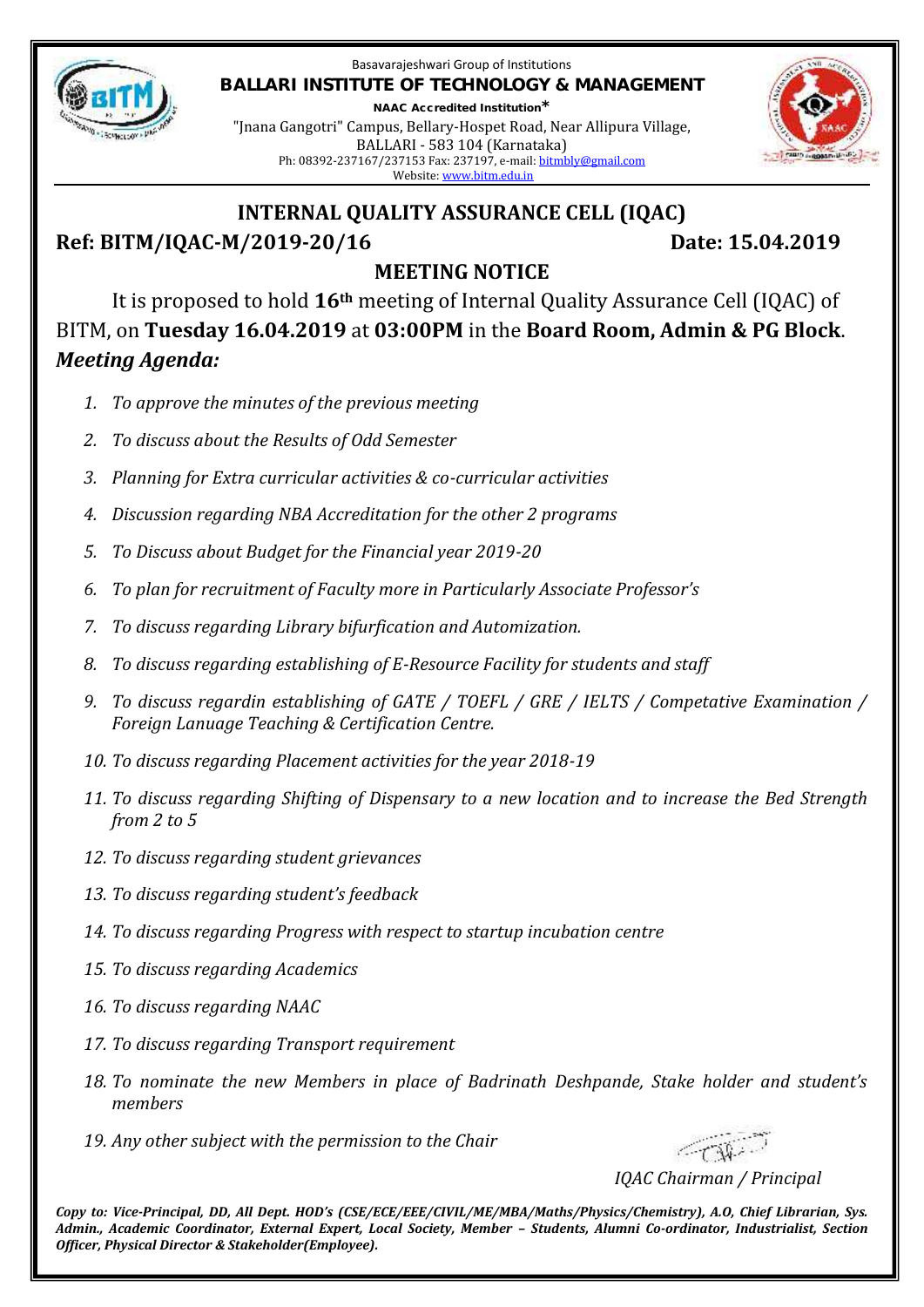Basavarajeshwari Group of Institutions

**BALLARI INSTITUTE OF TECHNOLOGY & MANAGEMENT**

**NAAC Accredited Institution***

"Jnana Gangotri" Campus, Bellary-Hospet Road, Near Allipura Village,
BALLARI - 583 104 (Karnataka)
Ph: 08392-237167/237153 Fax: 237197, e-mail: bitmbly@gmail.com
Website: www.bitm.edu.in

## INTERNAL QUALITY ASSURANCE CELL (IQAC)

**Ref: BITM/IQAC-M/2019-20/16** **Date: 15.04.2019**

## MEETING NOTICE

It is proposed to hold **16th** meeting of Internal Quality Assurance Cell (IQAC) of BITM, on **Tuesday 16.04.2019** at **03:00PM** in the **Board Room, Admin & PG Block**.

***Meeting Agenda:***

1. *To approve the minutes of the previous meeting*
2. *To discuss about the Results of Odd Semester*
3. *Planning for Extra curricular activities & co-curricular activities*
4. *Discussion regarding NBA Accreditation for the other 2 programs*
5. *To Discuss about Budget for the Financial year 2019-20*
6. *To plan for recruitment of Faculty more in Particularly Associate Professor's*
7. *To discuss regarding Library bifurfication and Automization.*
8. *To discuss regarding establishing of E-Resource Facility for students and staff*
9. *To discuss regardin establishing of GATE / TOEFL / GRE / IELTS / Competative Examination / Foreign Lanuage Teaching & Certification Centre.*
10. *To discuss regarding Placement activities for the year 2018-19*
11. *To discuss regarding Shifting of Dispensary to a new location and to increase the Bed Strength from 2 to 5*
12. *To discuss regarding student grievances*
13. *To discuss regarding student's feedback*
14. *To discuss regarding Progress with respect to startup incubation centre*
15. *To discuss regarding Academics*
16. *To discuss regarding NAAC*
17. *To discuss regarding Transport requirement*
18. *To nominate the new Members in place of Badrinath Deshpande, Stake holder and student's members*
19. *Any other subject with the permission to the Chair*

*IQAC Chairman / Principal*

***Copy to: Vice-Principal, DD, All Dept. HOD's (CSE/ECE/EEE/CIVIL/ME/MBA/Maths/Physics/Chemistry), A.O, Chief Librarian, Sys. Admin., Academic Coordinator, External Expert, Local Society, Member – Students, Alumni Co-ordinator, Industrialist, Section Officer, Physical Director & Stakeholder(Employee).***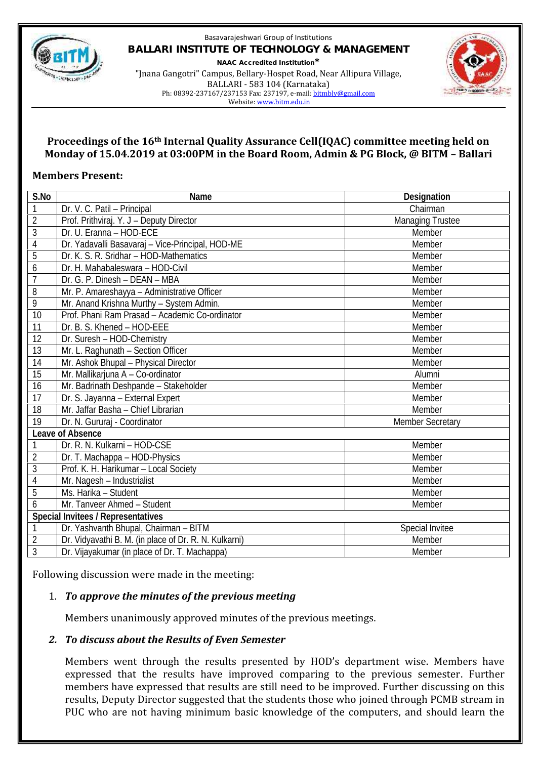Basavarajeshwari Group of Institutions

**BALLARI INSTITUTE OF TECHNOLOGY & MANAGEMENT**

**NAAC Accredited Institution***

"Jnana Gangotri" Campus, Bellary-Hospet Road, Near Allipura Village,
BALLARI - 583 104 (Karnataka)
Ph: 08392-237167/237153 Fax: 237197, e-mail: bitmbly@gmail.com
Website: www.bitm.edu.in

## Proceedings of the 16th Internal Quality Assurance Cell(IQAC) committee meeting held on Monday of 15.04.2019 at 03:00PM in the Board Room, Admin & PG Block, @ BITM – Ballari

**Members Present:**

| S.No | Name | Designation |
|---|---|---|
| 1 | Dr. V. C. Patil – Principal | Chairman |
| 2 | Prof. Prithviraj. Y. J – Deputy Director | Managing Trustee |
| 3 | Dr. U. Eranna – HOD-ECE | Member |
| 4 | Dr. Yadavalli Basavaraj – Vice-Principal, HOD-ME | Member |
| 5 | Dr. K. S. R. Sridhar – HOD-Mathematics | Member |
| 6 | Dr. H. Mahabaleswara – HOD-Civil | Member |
| 7 | Dr. G. P. Dinesh – DEAN – MBA | Member |
| 8 | Mr. P. Amareshayya – Administrative Officer | Member |
| 9 | Mr. Anand Krishna Murthy – System Admin. | Member |
| 10 | Prof. Phani Ram Prasad – Academic Co-ordinator | Member |
| 11 | Dr. B. S. Khened – HOD-EEE | Member |
| 12 | Dr. Suresh – HOD-Chemistry | Member |
| 13 | Mr. L. Raghunath – Section Officer | Member |
| 14 | Mr. Ashok Bhupal – Physical Director | Member |
| 15 | Mr. Mallikarjuna A – Co-ordinator | Alumni |
| 16 | Mr. Badrinath Deshpande – Stakeholder | Member |
| 17 | Dr. S. Jayanna – External Expert | Member |
| 18 | Mr. Jaffar Basha – Chief Librarian | Member |
| 19 | Dr. N. Gururaj - Coordinator | Member Secretary |
| **Leave of Absence** | | |
| 1 | Dr. R. N. Kulkarni – HOD-CSE | Member |
| 2 | Dr. T. Machappa – HOD-Physics | Member |
| 3 | Prof. K. H. Harikumar – Local Society | Member |
| 4 | Mr. Nagesh – Industrialist | Member |
| 5 | Ms. Harika – Student | Member |
| 6 | Mr. Tanveer Ahmed – Student | Member |
| **Special Invitees / Representatives** | | |
| 1 | Dr. Yashvanth Bhupal, Chairman – BITM | Special Invitee |
| 2 | Dr. Vidyavathi B. M. (in place of Dr. R. N. Kulkarni) | Member |
| 3 | Dr. Vijayakumar (in place of Dr. T. Machappa) | Member |

Following discussion were made in the meeting:

1. ***To approve the minutes of the previous meeting***

   Members unanimously approved minutes of the previous meetings.

2. ***To discuss about the Results of Even Semester***

   Members went through the results presented by HOD's department wise. Members have expressed that the results have improved comparing to the previous semester. Further members have expressed that results are still need to be improved. Further discussing on this results, Deputy Director suggested that the students those who joined through PCMB stream in PUC who are not having minimum basic knowledge of the computers, and should learn the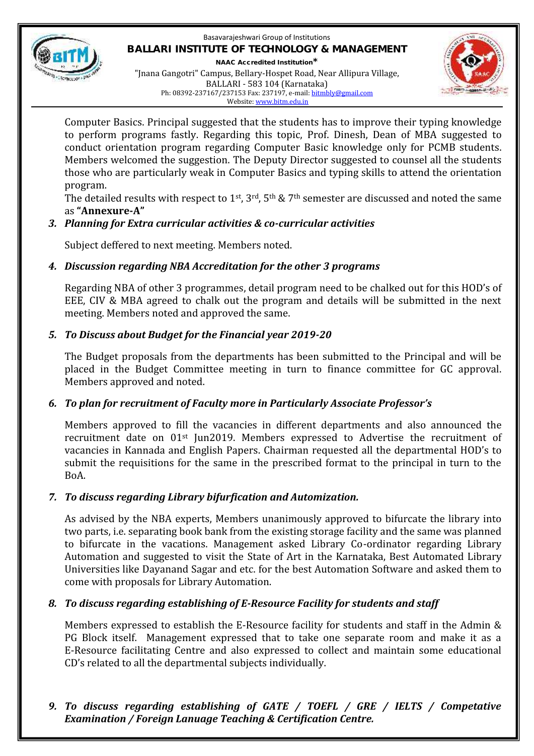Computer Basics. Principal suggested that the students has to improve their typing knowledge to perform programs fastly. Regarding this topic, Prof. Dinesh, Dean of MBA suggested to conduct orientation program regarding Computer Basic knowledge only for PCMB students. Members welcomed the suggestion. The Deputy Director suggested to counsel all the students those who are particularly weak in Computer Basics and typing skills to attend the orientation program.

The detailed results with respect to 1st, 3rd, 5th & 7th semester are discussed and noted the same as **"Annexure-A"**

3. ***Planning for Extra curricular activities & co-curricular activities***

   Subject deffered to next meeting. Members noted.

4. ***Discussion regarding NBA Accreditation for the other 3 programs***

   Regarding NBA of other 3 programmes, detail program need to be chalked out for this HOD's of EEE, CIV & MBA agreed to chalk out the program and details will be submitted in the next meeting. Members noted and approved the same.

5. ***To Discuss about Budget for the Financial year 2019-20***

   The Budget proposals from the departments has been submitted to the Principal and will be placed in the Budget Committee meeting in turn to finance committee for GC approval. Members approved and noted.

6. ***To plan for recruitment of Faculty more in Particularly Associate Professor's***

   Members approved to fill the vacancies in different departments and also announced the recruitment date on 01st Jun2019. Members expressed to Advertise the recruitment of vacancies in Kannada and English Papers. Chairman requested all the departmental HOD's to submit the requisitions for the same in the prescribed format to the principal in turn to the BoA.

7. ***To discuss regarding Library bifurfication and Automization.***

   As advised by the NBA experts, Members unanimously approved to bifurcate the library into two parts, i.e. separating book bank from the existing storage facility and the same was planned to bifurcate in the vacations. Management asked Library Co-ordinator regarding Library Automation and suggested to visit the State of Art in the Karnataka, Best Automated Library Universities like Dayanand Sagar and etc. for the best Automation Software and asked them to come with proposals for Library Automation.

8. ***To discuss regarding establishing of E-Resource Facility for students and staff***

   Members expressed to establish the E-Resource facility for students and staff in the Admin & PG Block itself. Management expressed that to take one separate room and make it as a E-Resource facilitating Centre and also expressed to collect and maintain some educational CD's related to all the departmental subjects individually.

9. ***To discuss regarding establishing of GATE / TOEFL / GRE / IELTS / Competative Examination / Foreign Lanuage Teaching & Certification Centre.***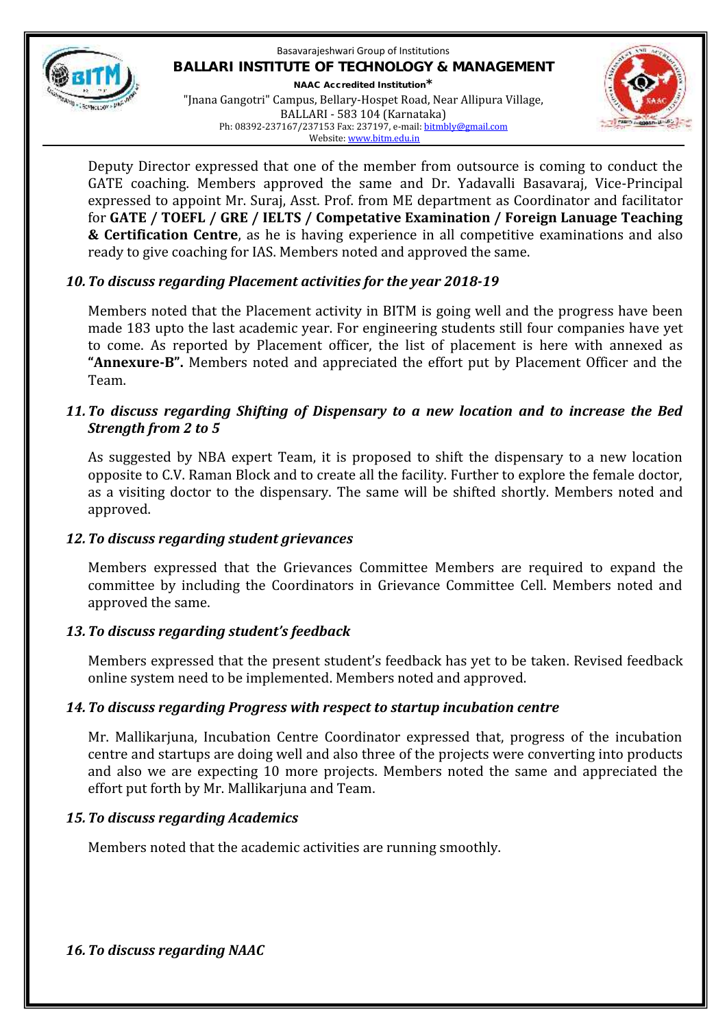Deputy Director expressed that one of the member from outsource is coming to conduct the GATE coaching. Members approved the same and Dr. Yadavalli Basavaraj, Vice-Principal expressed to appoint Mr. Suraj, Asst. Prof. from ME department as Coordinator and facilitator for **GATE / TOEFL / GRE / IELTS / Competative Examination / Foreign Lanuage Teaching & Certification Centre**, as he is having experience in all competitive examinations and also ready to give coaching for IAS. Members noted and approved the same.

### 10. *To discuss regarding Placement activities for the year 2018-19*

Members noted that the Placement activity in BITM is going well and the progress have been made 183 upto the last academic year. For engineering students still four companies have yet to come. As reported by Placement officer, the list of placement is here with annexed as **"Annexure-B".** Members noted and appreciated the effort put by Placement Officer and the Team.

### 11. *To discuss regarding Shifting of Dispensary to a new location and to increase the Bed Strength from 2 to 5*

As suggested by NBA expert Team, it is proposed to shift the dispensary to a new location opposite to C.V. Raman Block and to create all the facility. Further to explore the female doctor, as a visiting doctor to the dispensary. The same will be shifted shortly. Members noted and approved.

### 12. *To discuss regarding student grievances*

Members expressed that the Grievances Committee Members are required to expand the committee by including the Coordinators in Grievance Committee Cell. Members noted and approved the same.

### 13. *To discuss regarding student's feedback*

Members expressed that the present student's feedback has yet to be taken. Revised feedback online system need to be implemented. Members noted and approved.

### 14. *To discuss regarding Progress with respect to startup incubation centre*

Mr. Mallikarjuna, Incubation Centre Coordinator expressed that, progress of the incubation centre and startups are doing well and also three of the projects were converting into products and also we are expecting 10 more projects. Members noted the same and appreciated the effort put forth by Mr. Mallikarjuna and Team.

### 15. *To discuss regarding Academics*

Members noted that the academic activities are running smoothly.

### 16. *To discuss regarding NAAC*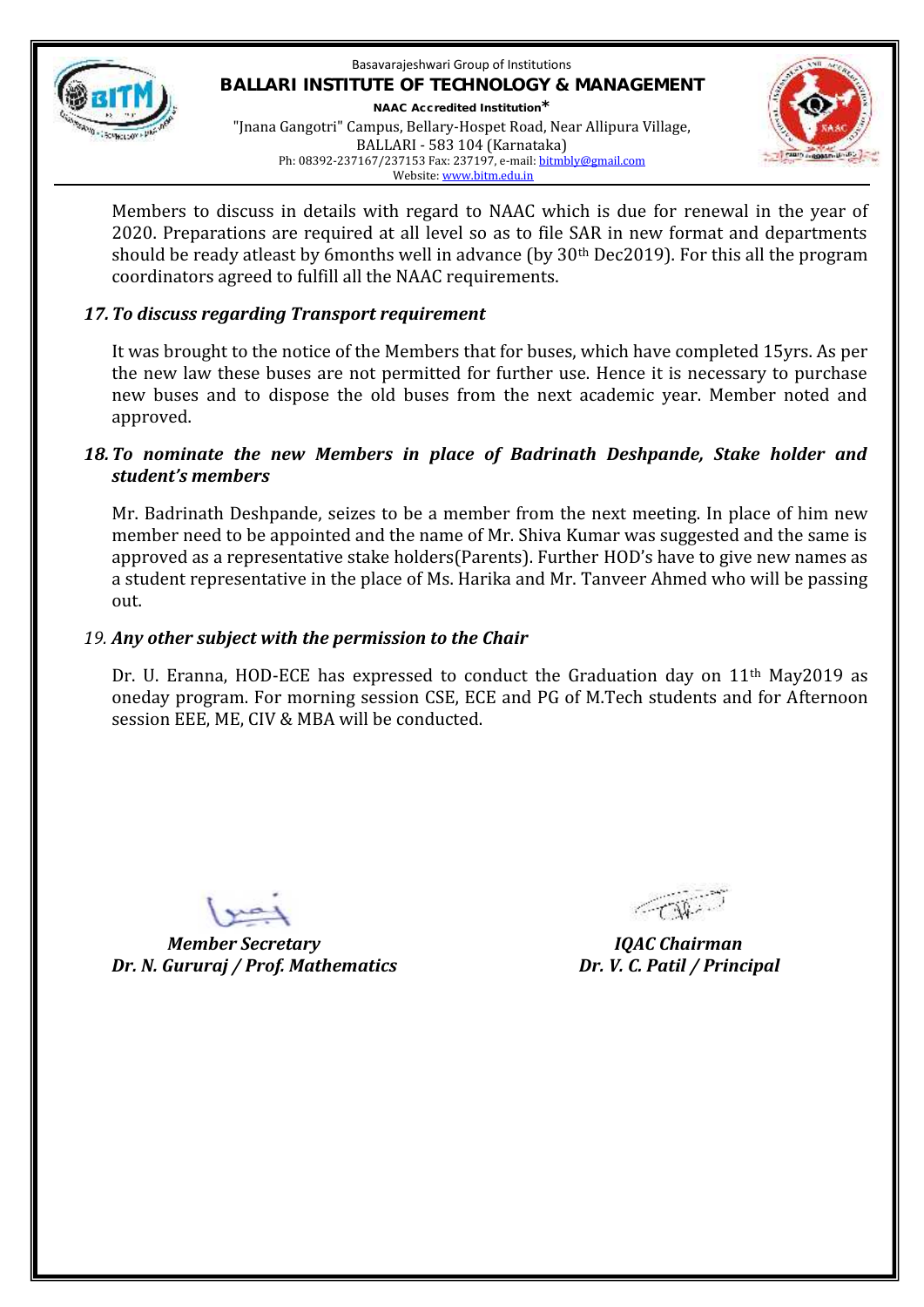Members to discuss in details with regard to NAAC which is due for renewal in the year of 2020. Preparations are required at all level so as to file SAR in new format and departments should be ready atleast by 6months well in advance (by 30th Dec2019). For this all the program coordinators agreed to fulfill all the NAAC requirements.

### 17. *To discuss regarding Transport requirement*

It was brought to the notice of the Members that for buses, which have completed 15yrs. As per the new law these buses are not permitted for further use. Hence it is necessary to purchase new buses and to dispose the old buses from the next academic year. Member noted and approved.

### 18. *To nominate the new Members in place of Badrinath Deshpande, Stake holder and student's members*

Mr. Badrinath Deshpande, seizes to be a member from the next meeting. In place of him new member need to be appointed and the name of Mr. Shiva Kumar was suggested and the same is approved as a representative stake holders(Parents). Further HOD's have to give new names as a student representative in the place of Ms. Harika and Mr. Tanveer Ahmed who will be passing out.

### 19. *Any other subject with the permission to the Chair*

Dr. U. Eranna, HOD-ECE has expressed to conduct the Graduation day on 11th May2019 as oneday program. For morning session CSE, ECE and PG of M.Tech students and for Afternoon session EEE, ME, CIV & MBA will be conducted.

*Member Secretary*
*Dr. N. Gururaj / Prof. Mathematics*

*IQAC Chairman*
*Dr. V. C. Patil / Principal*